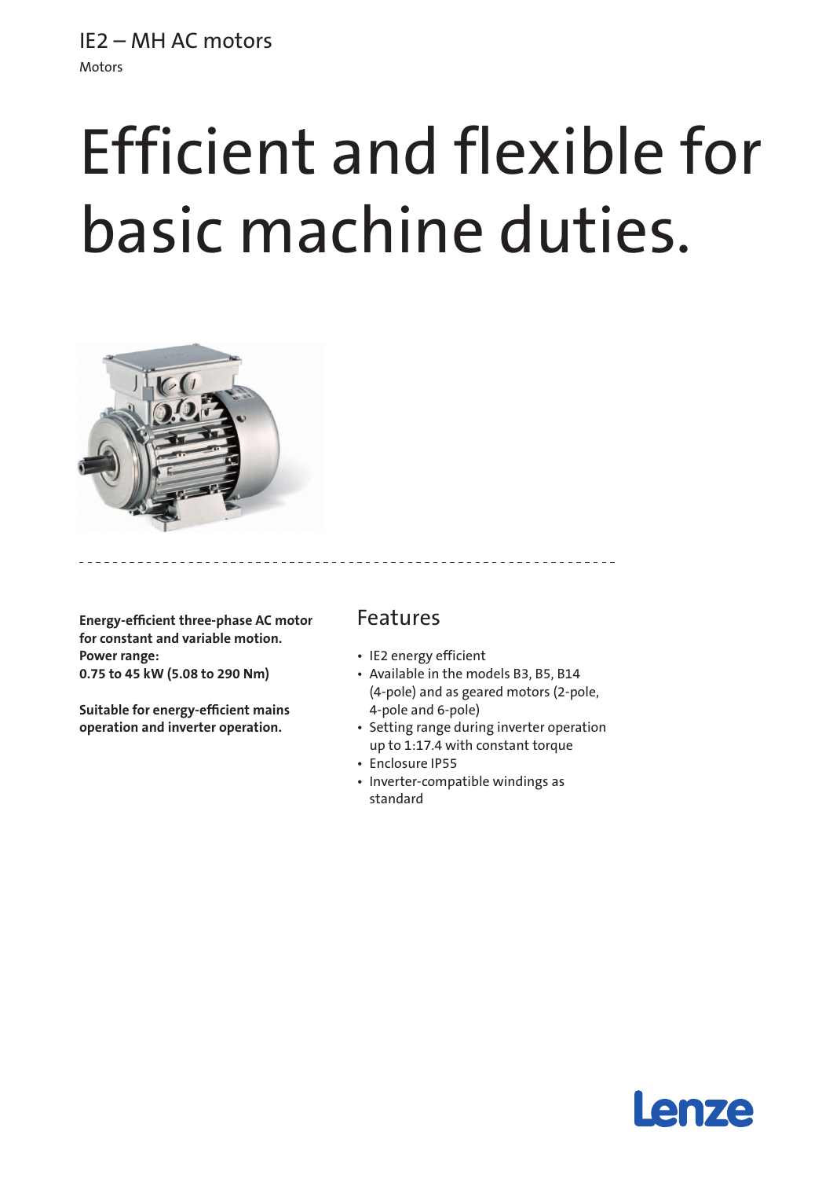IE2 – MH AC motors

Motors

# Efficient and flexible for basic machine duties.

**Energy-efficient three-phase AC motor for constant and variable motion.**
**Power range:**
**0.75 to 45 kW (5.08 to 290 Nm)**

**Suitable for energy-efficient mains operation and inverter operation.**

## Features

- IE2 energy efficient
- Available in the models B3, B5, B14 (4-pole) and as geared motors (2-pole, 4-pole and 6-pole)
- Setting range during inverter operation up to 1:17.4 with constant torque
- Enclosure IP55
- Inverter-compatible windings as standard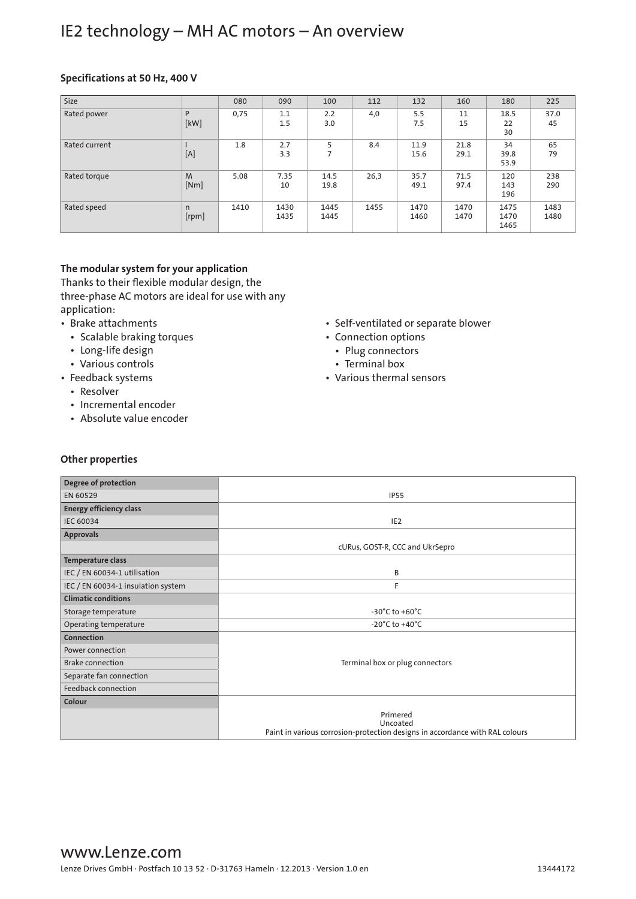# IE2 technology – MH AC motors – An overview

**Specifications at 50 Hz, 400 V**

| Size | | 080 | 090 | 100 | 112 | 132 | 160 | 180 | 225 |
|---|---|---|---|---|---|---|---|---|---|
| Rated power | P [kW] | 0,75 | 1.1<br>1.5 | 2.2<br>3.0 | 4,0 | 5.5<br>7.5 | 11<br>15 | 18.5<br>22<br>30 | 37.0<br>45 |
| Rated current | I [A] | 1.8 | 2.7<br>3.3 | 5<br>7 | 8.4 | 11.9<br>15.6 | 21.8<br>29.1 | 34<br>39.8<br>53.9 | 65<br>79 |
| Rated torque | M [Nm] | 5.08 | 7.35<br>10 | 14.5<br>19.8 | 26,3 | 35.7<br>49.1 | 71.5<br>97.4 | 120<br>143<br>196 | 238<br>290 |
| Rated speed | n [rpm] | 1410 | 1430<br>1435 | 1445<br>1445 | 1455 | 1470<br>1460 | 1470<br>1470 | 1475<br>1470<br>1465 | 1483<br>1480 |

**The modular system for your application**

Thanks to their flexible modular design, the three-phase AC motors are ideal for use with any application:

- Brake attachments
  - Scalable braking torques
  - Long-life design
  - Various controls
- Feedback systems
  - Resolver
  - Incremental encoder
  - Absolute value encoder
- Self-ventilated or separate blower
- Connection options
  - Plug connectors
  - Terminal box
- Various thermal sensors

**Other properties**

| | |
|---|---|
| **Degree of protection** | |
| EN 60529 | IP55 |
| **Energy efficiency class** | |
| IEC 60034 | IE2 |
| **Approvals** | |
| | cURus, GOST-R, CCC and UkrSepro |
| **Temperature class** | |
| IEC / EN 60034-1 utilisation | B |
| IEC / EN 60034-1 insulation system | F |
| **Climatic conditions** | |
| Storage temperature | -30°C to +60°C |
| Operating temperature | -20°C to +40°C |
| **Connection** | |
| Power connection | Terminal box or plug connectors |
| Brake connection | |
| Separate fan connection | |
| Feedback connection | |
| **Colour** | |
| | Primered<br>Uncoated<br>Paint in various corrosion-protection designs in accordance with RAL colours |

www.Lenze.com

Lenze Drives GmbH · Postfach 10 13 52 · D-31763 Hameln · 12.2013 · Version 1.0 en 13444172